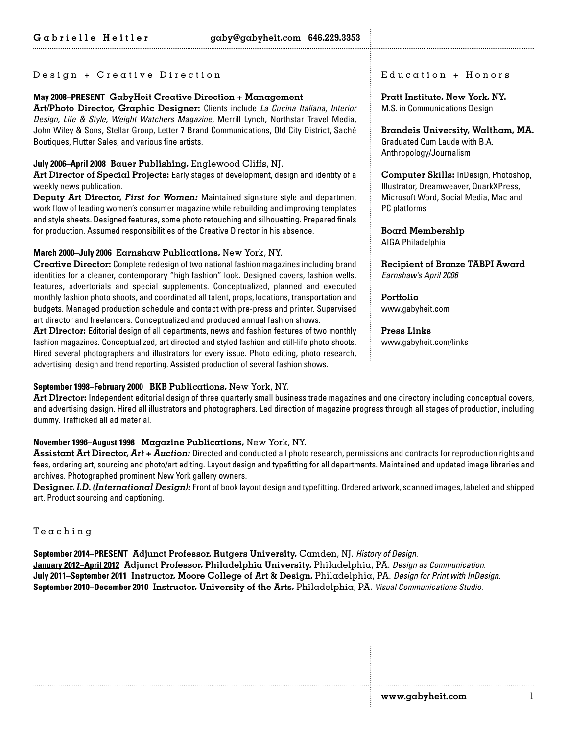# Gabrielle Heitler

gaby@gabyheit.com 646.229.3353

## Design + Creative Direction

**May 2008–PRESENT GabyHeit Creative Direction + Management**
**Art/Photo Director, Graphic Designer:** Clients include *La Cucina Italiana, Interior Design, Life & Style, Weight Watchers Magazine,* Merrill Lynch, Northstar Travel Media, John Wiley & Sons, Stellar Group, Letter 7 Brand Communications, Old City District, Saché Boutiques, Flutter Sales, and various fine artists.

**July 2006–April 2008 Bauer Publishing,** Englewood Cliffs, NJ.
**Art Director of Special Projects:** Early stages of development, design and identity of a weekly news publication.
**Deputy Art Director, *First for Women:*** Maintained signature style and department work flow of leading women's consumer magazine while rebuilding and improving templates and style sheets. Designed features, some photo retouching and silhouetting. Prepared finals for production. Assumed responsibilities of the Creative Director in his absence.

**March 2000–July 2006 Earnshaw Publications,** New York, NY.
**Creative Director:** Complete redesign of two national fashion magazines including brand identities for a cleaner, contemporary "high fashion" look. Designed covers, fashion wells, features, advertorials and special supplements. Conceptualized, planned and executed monthly fashion photo shoots, and coordinated all talent, props, locations, transportation and budgets. Managed production schedule and contact with pre-press and printer. Supervised art director and freelancers. Conceptualized and produced annual fashion shows.
**Art Director:** Editorial design of all departments, news and fashion features of two monthly fashion magazines. Conceptualized, art directed and styled fashion and still-life photo shoots. Hired several photographers and illustrators for every issue. Photo editing, photo research, advertising design and trend reporting. Assisted production of several fashion shows.

**September 1998–February 2000 BKB Publications,** New York, NY.
**Art Director:** Independent editorial design of three quarterly small business trade magazines and one directory including conceptual covers, and advertising design. Hired all illustrators and photographers. Led direction of magazine progress through all stages of production, including dummy. Trafficked all ad material.

**November 1996–August 1998 Magazine Publications,** New York, NY.
**Assistant Art Director, *Art + Auction:*** Directed and conducted all photo research, permissions and contracts for reproduction rights and fees, ordering art, sourcing and photo/art editing. Layout design and typefitting for all departments. Maintained and updated image libraries and archives. Photographed prominent New York gallery owners.
**Designer, *I.D. (International Design):*** Front of book layout design and typefitting. Ordered artwork, scanned images, labeled and shipped art. Product sourcing and captioning.

## Teaching

**September 2014–PRESENT Adjunct Professor, Rutgers University,** Camden, NJ. *History of Design.*
**January 2012–April 2012 Adjunct Professor, Philadelphia University,** Philadelphia, PA. *Design as Communication.*
**July 2011–September 2011 Instructor, Moore College of Art & Design,** Philadelphia, PA. *Design for Print with InDesign.*
**September 2010–December 2010 Instructor, University of the Arts,** Philadelphia, PA. *Visual Communications Studio.*

## Education + Honors

**Pratt Institute, New York, NY.**
M.S. in Communications Design

**Brandeis University, Waltham, MA.**
Graduated Cum Laude with B.A. Anthropology/Journalism

**Computer Skills:** InDesign, Photoshop, Illustrator, Dreamweaver, QuarkXPress, Microsoft Word, Social Media, Mac and PC platforms

**Board Membership**
AIGA Philadelphia

**Recipient of Bronze TABPI Award**
*Earnshaw's April 2006*

**Portfolio**
www.gabyheit.com

**Press Links**
www.gabyheit.com/links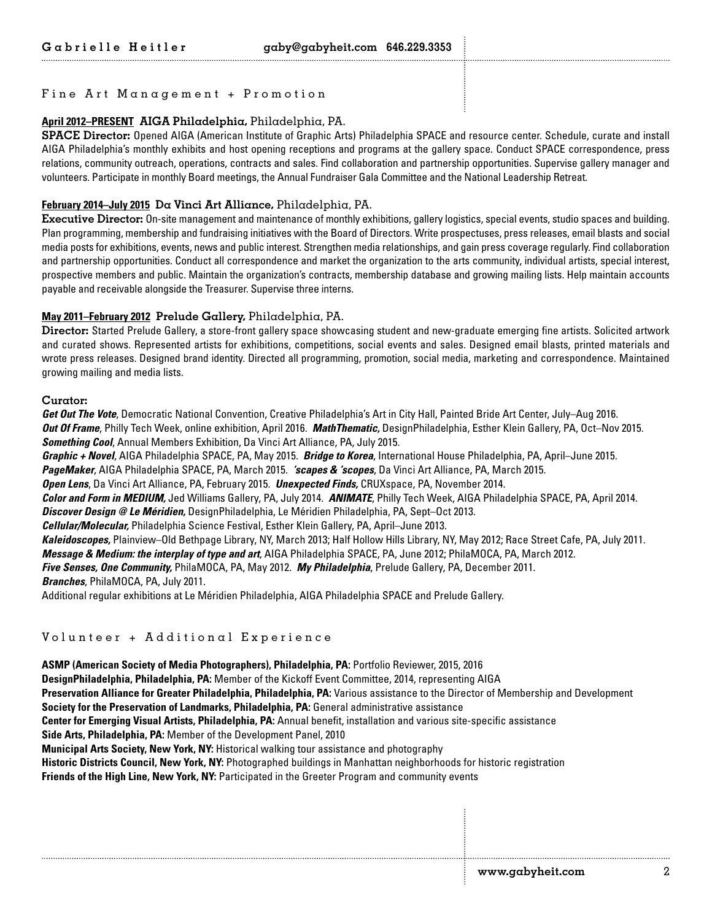## Fine Art Management + Promotion

**April 2012–PRESENT AIGA Philadelphia,** Philadelphia, PA.

**SPACE Director:** Opened AIGA (American Institute of Graphic Arts) Philadelphia SPACE and resource center. Schedule, curate and install AIGA Philadelphia's monthly exhibits and host opening receptions and programs at the gallery space. Conduct SPACE correspondence, press relations, community outreach, operations, contracts and sales. Find collaboration and partnership opportunities. Supervise gallery manager and volunteers. Participate in monthly Board meetings, the Annual Fundraiser Gala Committee and the National Leadership Retreat.

**February 2014–July 2015 Da Vinci Art Alliance,** Philadelphia, PA.

**Executive Director:** On-site management and maintenance of monthly exhibitions, gallery logistics, special events, studio spaces and building. Plan programming, membership and fundraising initiatives with the Board of Directors. Write prospectuses, press releases, email blasts and social media posts for exhibitions, events, news and public interest. Strengthen media relationships, and gain press coverage regularly. Find collaboration and partnership opportunities. Conduct all correspondence and market the organization to the arts community, individual artists, special interest, prospective members and public. Maintain the organization's contracts, membership database and growing mailing lists. Help maintain accounts payable and receivable alongside the Treasurer. Supervise three interns.

**May 2011–February 2012 Prelude Gallery,** Philadelphia, PA.

**Director:** Started Prelude Gallery, a store-front gallery space showcasing student and new-graduate emerging fine artists. Solicited artwork and curated shows. Represented artists for exhibitions, competitions, social events and sales. Designed email blasts, printed materials and wrote press releases. Designed brand identity. Directed all programming, promotion, social media, marketing and correspondence. Maintained growing mailing and media lists.

**Curator:**

***Get Out The Vote***, Democratic National Convention, Creative Philadelphia's Art in City Hall, Painted Bride Art Center, July–Aug 2016.
***Out Of Frame***, Philly Tech Week, online exhibition, April 2016. ***MathThematic,*** DesignPhiladelphia, Esther Klein Gallery, PA, Oct–Nov 2015.
***Something Cool***, Annual Members Exhibition, Da Vinci Art Alliance, PA, July 2015.
***Graphic + Novel***, AIGA Philadelphia SPACE, PA, May 2015. ***Bridge to Korea***, International House Philadelphia, PA, April–June 2015.
***PageMaker***, AIGA Philadelphia SPACE, PA, March 2015. ***'scapes & 'scopes***, Da Vinci Art Alliance, PA, March 2015.
***Open Lens***, Da Vinci Art Alliance, PA, February 2015. ***Unexpected Finds,*** CRUXspace, PA, November 2014.
***Color and Form in MEDIUM,*** Jed Williams Gallery, PA, July 2014. ***ANIMATE***, Philly Tech Week, AIGA Philadelphia SPACE, PA, April 2014.
***Discover Design @ Le Méridien,*** DesignPhiladelphia, Le Méridien Philadelphia, PA, Sept–Oct 2013.
***Cellular/Molecular,*** Philadelphia Science Festival, Esther Klein Gallery, PA, April–June 2013.
***Kaleidoscopes,*** Plainview–Old Bethpage Library, NY, March 2013; Half Hollow Hills Library, NY, May 2012; Race Street Cafe, PA, July 2011.
***Message & Medium: the interplay of type and art***, AIGA Philadelphia SPACE, PA, June 2012; PhilaMOCA, PA, March 2012.
***Five Senses, One Community,*** PhilaMOCA, PA, May 2012. ***My Philadelphia***, Prelude Gallery, PA, December 2011.
***Branches***, PhilaMOCA, PA, July 2011.
Additional regular exhibitions at Le Méridien Philadelphia, AIGA Philadelphia SPACE and Prelude Gallery.

## Volunteer + Additional Experience

**ASMP (American Society of Media Photographers), Philadelphia, PA:** Portfolio Reviewer, 2015, 2016
**DesignPhiladelphia, Philadelphia, PA:** Member of the Kickoff Event Committee, 2014, representing AIGA
**Preservation Alliance for Greater Philadelphia, Philadelphia, PA:** Various assistance to the Director of Membership and Development
**Society for the Preservation of Landmarks, Philadelphia, PA:** General administrative assistance
**Center for Emerging Visual Artists, Philadelphia, PA:** Annual benefit, installation and various site-specific assistance
**Side Arts, Philadelphia, PA:** Member of the Development Panel, 2010
**Municipal Arts Society, New York, NY:** Historical walking tour assistance and photography
**Historic Districts Council, New York, NY:** Photographed buildings in Manhattan neighborhoods for historic registration
**Friends of the High Line, New York, NY:** Participated in the Greeter Program and community events